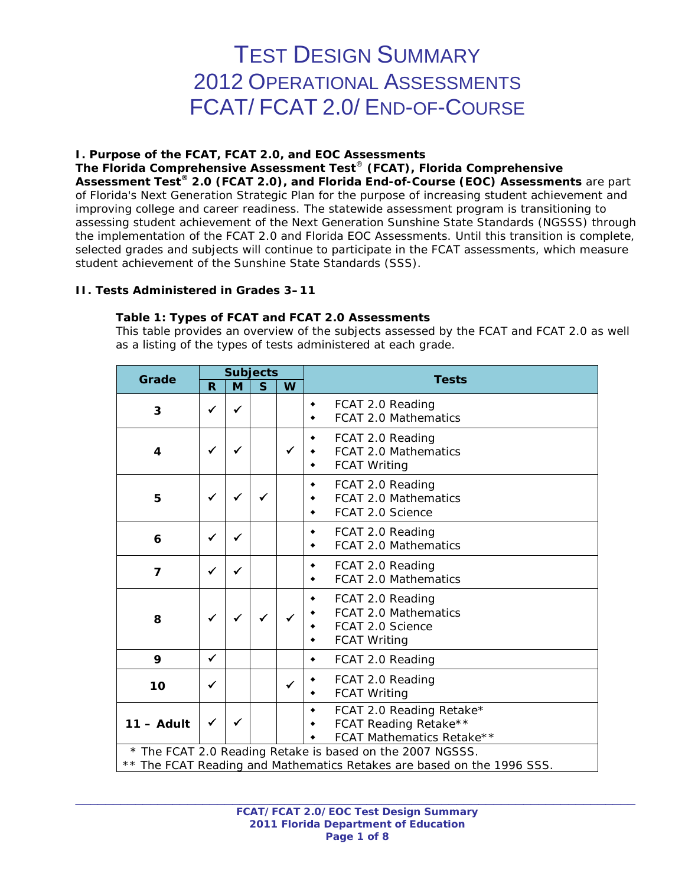# Test Design Summary
# 2012 Operational Assessments
# FCAT/ FCAT 2.0/ End-of-Course

### I. Purpose of the FCAT, FCAT 2.0, and EOC Assessments

**The Florida Comprehensive Assessment Test® (FCAT), Florida Comprehensive Assessment Test® 2.0 (FCAT 2.0), and Florida End-of-Course (EOC) Assessments** are part of Florida's Next Generation Strategic Plan for the purpose of increasing student achievement and improving college and career readiness. The statewide assessment program is transitioning to assessing student achievement of the Next Generation Sunshine State Standards (NGSSS) through the implementation of the FCAT 2.0 and Florida EOC Assessments. Until this transition is complete, selected grades and subjects will continue to participate in the FCAT assessments, which measure student achievement of the Sunshine State Standards (SSS).

### II. Tests Administered in Grades 3–11

**Table 1: Types of FCAT and FCAT 2.0 Assessments**

This table provides an overview of the subjects assessed by the FCAT and FCAT 2.0 as well as a listing of the types of tests administered at each grade.

| Grade | Subjects | | | | Tests |
|---|---|---|---|---|---|
| | R | M | S | W | |
| 3 | ✓ | ✓ | | | • FCAT 2.0 Reading<br>• FCAT 2.0 Mathematics |
| 4 | ✓ | ✓ | | ✓ | • FCAT 2.0 Reading<br>• FCAT 2.0 Mathematics<br>• FCAT Writing |
| 5 | ✓ | ✓ | ✓ | | • FCAT 2.0 Reading<br>• FCAT 2.0 Mathematics<br>• FCAT 2.0 Science |
| 6 | ✓ | ✓ | | | • FCAT 2.0 Reading<br>• FCAT 2.0 Mathematics |
| 7 | ✓ | ✓ | | | • FCAT 2.0 Reading<br>• FCAT 2.0 Mathematics |
| 8 | ✓ | ✓ | ✓ | ✓ | • FCAT 2.0 Reading<br>• FCAT 2.0 Mathematics<br>• FCAT 2.0 Science<br>• FCAT Writing |
| 9 | ✓ | | | | • FCAT 2.0 Reading |
| 10 | ✓ | | | ✓ | • FCAT 2.0 Reading<br>• FCAT Writing |
| 11 – Adult | ✓ | ✓ | | | • FCAT 2.0 Reading Retake*<br>• FCAT Reading Retake**<br>• FCAT Mathematics Retake** |

\* The FCAT 2.0 Reading Retake is based on the 2007 NGSSS.
** The FCAT Reading and Mathematics Retakes are based on the 1996 SSS.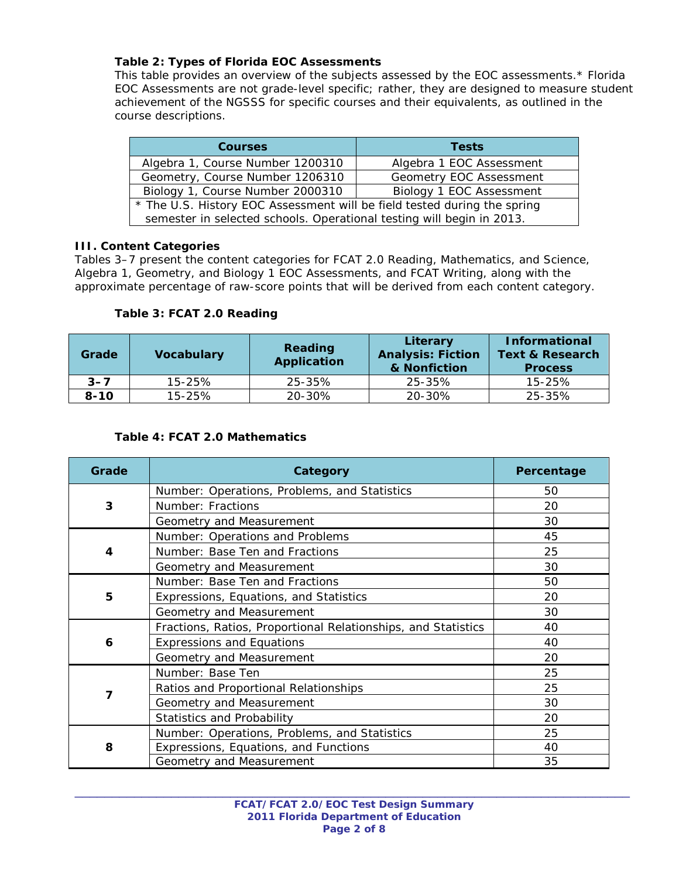**Table 2: Types of Florida EOC Assessments**

This table provides an overview of the subjects assessed by the EOC assessments.* Florida EOC Assessments are not grade-level specific; rather, they are designed to measure student achievement of the NGSSS for specific courses and their equivalents, as outlined in the course descriptions.

| Courses | Tests |
|---|---|
| Algebra 1, Course Number 1200310 | Algebra 1 EOC Assessment |
| Geometry, Course Number 1206310 | Geometry EOC Assessment |
| Biology 1, Course Number 2000310 | Biology 1 EOC Assessment |
| * The U.S. History EOC Assessment will be field tested during the spring semester in selected schools. Operational testing will begin in 2013. | |

## III. Content Categories

Tables 3–7 present the content categories for FCAT 2.0 Reading, Mathematics, and Science, Algebra 1, Geometry, and Biology 1 EOC Assessments, and FCAT Writing, along with the approximate percentage of raw-score points that will be derived from each content category.

**Table 3: FCAT 2.0 Reading**

| Grade | Vocabulary | Reading Application | Literary Analysis: Fiction & Nonfiction | Informational Text & Research Process |
|---|---|---|---|---|
| 3–7 | 15-25% | 25-35% | 25-35% | 15-25% |
| 8-10 | 15-25% | 20-30% | 20-30% | 25-35% |

**Table 4: FCAT 2.0 Mathematics**

| Grade | Category | Percentage |
|---|---|---|
| 3 | Number: Operations, Problems, and Statistics | 50 |
| | Number: Fractions | 20 |
| | Geometry and Measurement | 30 |
| 4 | Number: Operations and Problems | 45 |
| | Number: Base Ten and Fractions | 25 |
| | Geometry and Measurement | 30 |
| 5 | Number: Base Ten and Fractions | 50 |
| | Expressions, Equations, and Statistics | 20 |
| | Geometry and Measurement | 30 |
| 6 | Fractions, Ratios, Proportional Relationships, and Statistics | 40 |
| | Expressions and Equations | 40 |
| | Geometry and Measurement | 20 |
| 7 | Number: Base Ten | 25 |
| | Ratios and Proportional Relationships | 25 |
| | Geometry and Measurement | 30 |
| | Statistics and Probability | 20 |
| 8 | Number: Operations, Problems, and Statistics | 25 |
| | Expressions, Equations, and Functions | 40 |
| | Geometry and Measurement | 35 |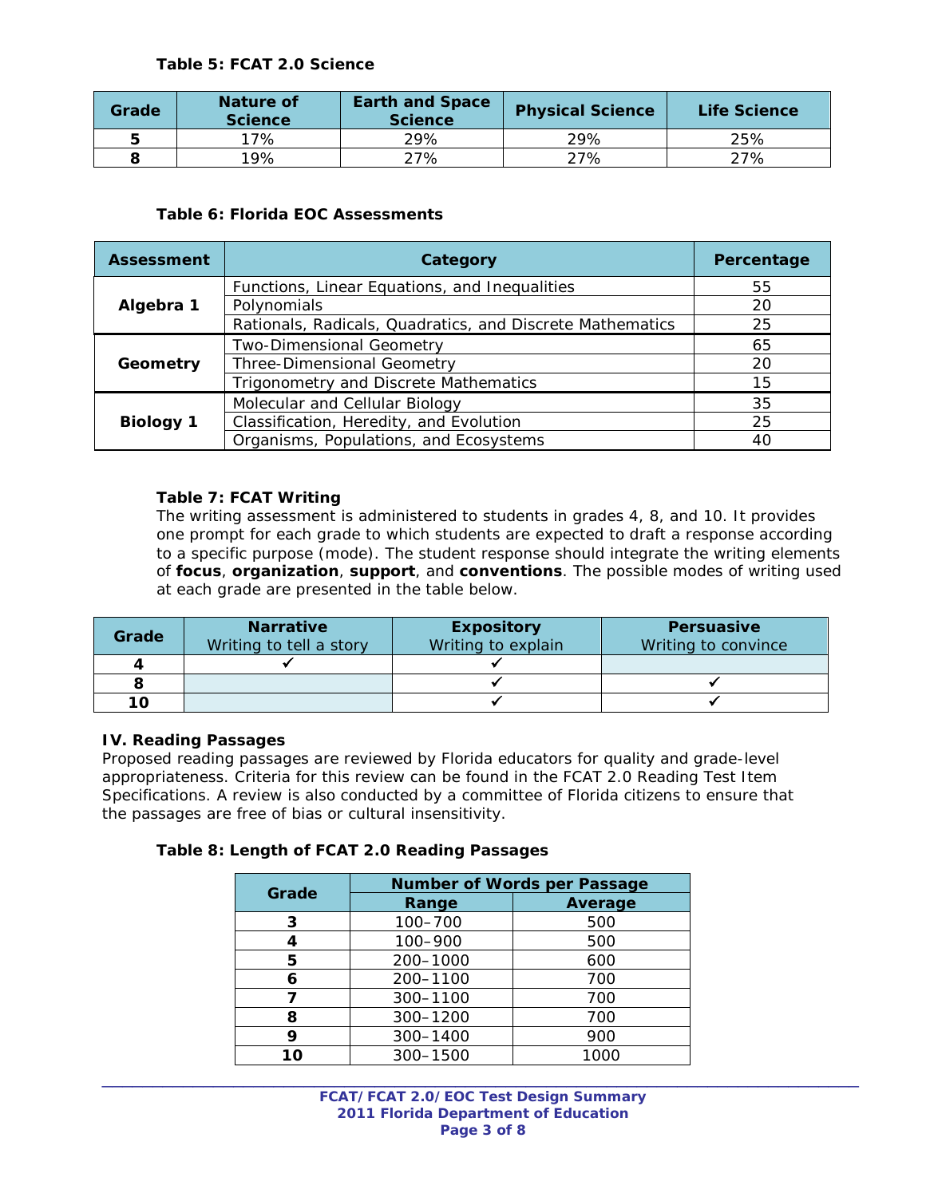**Table 5: FCAT 2.0 Science**

| Grade | Nature of Science | Earth and Space Science | Physical Science | Life Science |
|---|---|---|---|---|
| **5** | 17% | 29% | 29% | 25% |
| **8** | 19% | 27% | 27% | 27% |

**Table 6: Florida EOC Assessments**

| Assessment | Category | Percentage |
|---|---|---|
| **Algebra 1** | Functions, Linear Equations, and Inequalities | 55 |
| | Polynomials | 20 |
| | Rationals, Radicals, Quadratics, and Discrete Mathematics | 25 |
| **Geometry** | Two-Dimensional Geometry | 65 |
| | Three-Dimensional Geometry | 20 |
| | Trigonometry and Discrete Mathematics | 15 |
| **Biology 1** | Molecular and Cellular Biology | 35 |
| | Classification, Heredity, and Evolution | 25 |
| | Organisms, Populations, and Ecosystems | 40 |

**Table 7: FCAT Writing**

The writing assessment is administered to students in grades 4, 8, and 10. It provides one prompt for each grade to which students are expected to draft a response according to a specific purpose (mode). The student response should integrate the writing elements of **focus**, **organization**, **support**, and **conventions**. The possible modes of writing used at each grade are presented in the table below.

| Grade | **Narrative** Writing to tell a story | **Expository** Writing to explain | **Persuasive** Writing to convince |
|---|---|---|---|
| **4** | ✓ | ✓ | |
| **8** | | ✓ | ✓ |
| **10** | | ✓ | ✓ |

## IV. Reading Passages

Proposed reading passages are reviewed by Florida educators for quality and grade-level appropriateness. Criteria for this review can be found in the FCAT 2.0 Reading Test Item Specifications. A review is also conducted by a committee of Florida citizens to ensure that the passages are free of bias or cultural insensitivity.

**Table 8: Length of FCAT 2.0 Reading Passages**

| Grade | Number of Words per Passage | |
|---|---|---|
| | Range | Average |
| **3** | 100–700 | 500 |
| **4** | 100–900 | 500 |
| **5** | 200–1000 | 600 |
| **6** | 200–1100 | 700 |
| **7** | 300–1100 | 700 |
| **8** | 300–1200 | 700 |
| **9** | 300–1400 | 900 |
| **10** | 300–1500 | 1000 |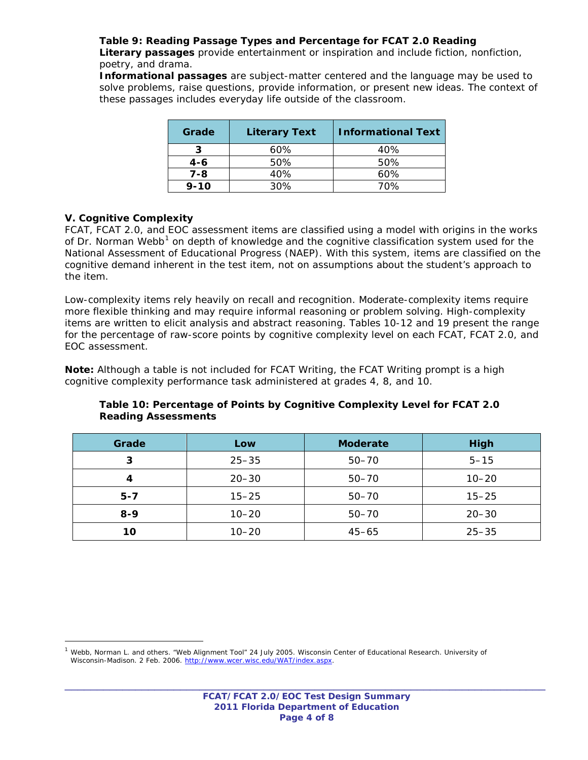**Table 9: Reading Passage Types and Percentage for FCAT 2.0 Reading**

**Literary passages** provide entertainment or inspiration and include fiction, nonfiction, poetry, and drama.

**Informational passages** are subject-matter centered and the language may be used to solve problems, raise questions, provide information, or present new ideas. The context of these passages includes everyday life outside of the classroom.

| Grade | Literary Text | Informational Text |
|---|---|---|
| 3 | 60% | 40% |
| 4-6 | 50% | 50% |
| 7-8 | 40% | 60% |
| 9-10 | 30% | 70% |

## V. Cognitive Complexity

FCAT, FCAT 2.0, and EOC assessment items are classified using a model with origins in the works of Dr. Norman Webb[1] on depth of knowledge and the cognitive classification system used for the National Assessment of Educational Progress (NAEP). With this system, items are classified on the cognitive demand inherent in the test item, not on assumptions about the student's approach to the item.

Low-complexity items rely heavily on recall and recognition. Moderate-complexity items require more flexible thinking and may require informal reasoning or problem solving. High-complexity items are written to elicit analysis and abstract reasoning. Tables 10-12 and 19 present the range for the percentage of raw-score points by cognitive complexity level on each FCAT, FCAT 2.0, and EOC assessment.

**Note:** Although a table is not included for FCAT Writing, the FCAT Writing prompt is a high cognitive complexity performance task administered at grades 4, 8, and 10.

**Table 10: Percentage of Points by Cognitive Complexity Level for FCAT 2.0 Reading Assessments**

| Grade | Low | Moderate | High |
|---|---|---|---|
| 3 | 25–35 | 50–70 | 5–15 |
| 4 | 20–30 | 50–70 | 10–20 |
| 5-7 | 15–25 | 50–70 | 15–25 |
| 8-9 | 10–20 | 50–70 | 20–30 |
| 10 | 10–20 | 45–65 | 25–35 |

[1] Webb, Norman L. and others. "Web Alignment Tool" 24 July 2005. Wisconsin Center of Educational Research. University of Wisconsin-Madison. 2 Feb. 2006. http://www.wcer.wisc.edu/WAT/index.aspx.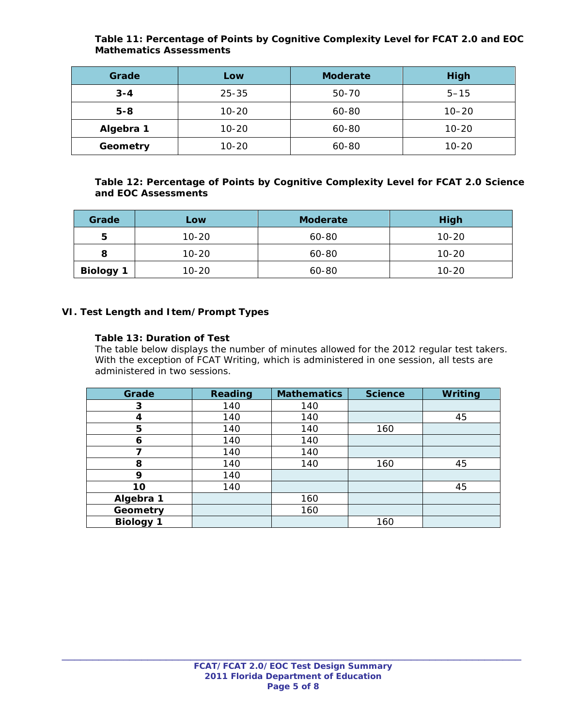**Table 11: Percentage of Points by Cognitive Complexity Level for FCAT 2.0 and EOC Mathematics Assessments**

| Grade | Low | Moderate | High |
|---|---|---|---|
| **3-4** | 25-35 | 50-70 | 5–15 |
| **5-8** | 10-20 | 60-80 | 10–20 |
| **Algebra 1** | 10-20 | 60-80 | 10-20 |
| **Geometry** | 10-20 | 60-80 | 10-20 |

**Table 12: Percentage of Points by Cognitive Complexity Level for FCAT 2.0 Science and EOC Assessments**

| Grade | Low | Moderate | High |
|---|---|---|---|
| **5** | 10-20 | 60-80 | 10-20 |
| **8** | 10-20 | 60-80 | 10-20 |
| **Biology 1** | 10-20 | 60-80 | 10-20 |

## VI. Test Length and Item/Prompt Types

**Table 13: Duration of Test**

The table below displays the number of minutes allowed for the 2012 regular test takers. With the exception of FCAT Writing, which is administered in one session, all tests are administered in two sessions.

| Grade | Reading | Mathematics | Science | Writing |
|---|---|---|---|---|
| **3** | 140 | 140 | | |
| **4** | 140 | 140 | | 45 |
| **5** | 140 | 140 | 160 | |
| **6** | 140 | 140 | | |
| **7** | 140 | 140 | | |
| **8** | 140 | 140 | 160 | 45 |
| **9** | 140 | | | |
| **10** | 140 | | | 45 |
| **Algebra 1** | | 160 | | |
| **Geometry** | | 160 | | |
| **Biology 1** | | | 160 | |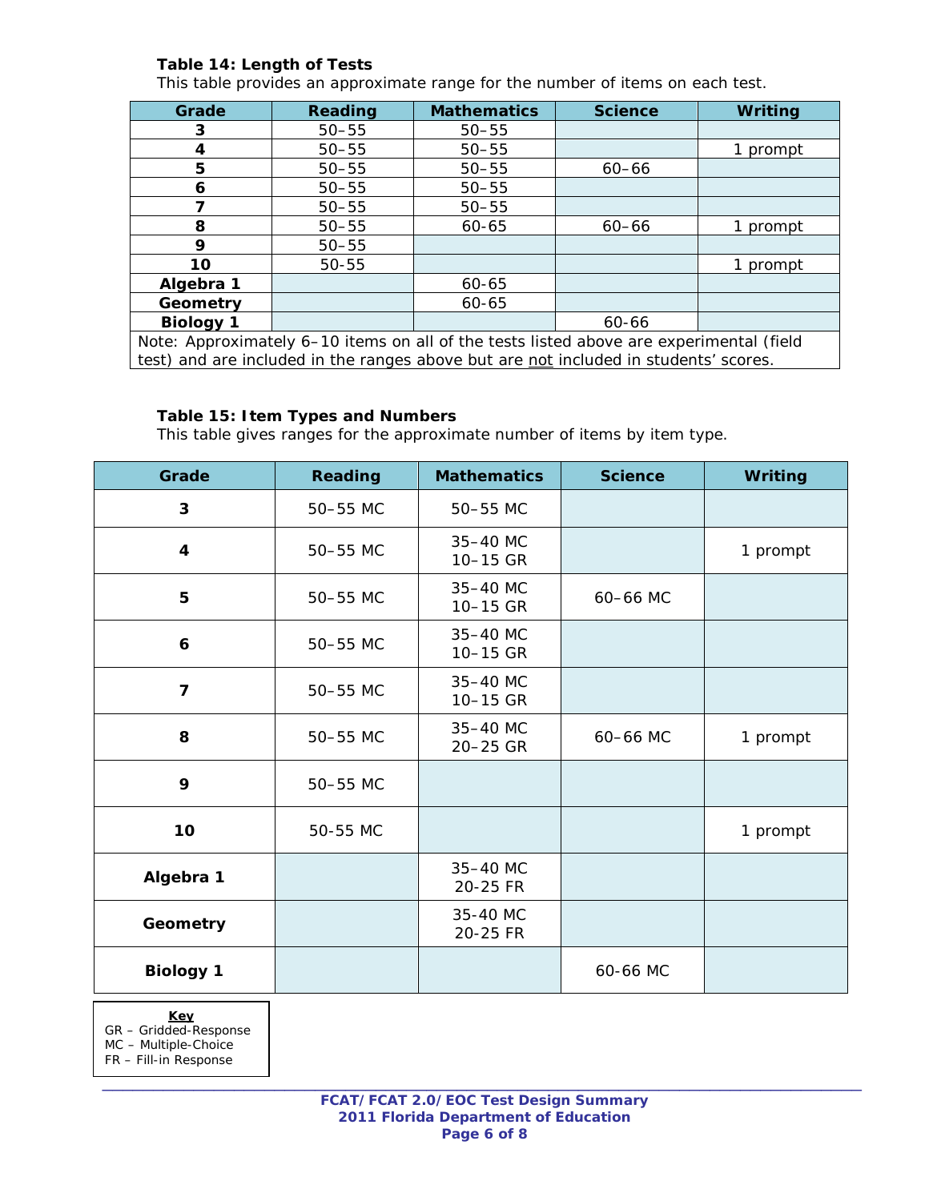**Table 14: Length of Tests**

This table provides an approximate range for the number of items on each test.

| Grade | Reading | Mathematics | Science | Writing |
|---|---|---|---|---|
| **3** | 50–55 | 50–55 | | |
| **4** | 50–55 | 50–55 | | 1 prompt |
| **5** | 50–55 | 50–55 | 60–66 | |
| **6** | 50–55 | 50–55 | | |
| **7** | 50–55 | 50–55 | | |
| **8** | 50–55 | 60-65 | 60–66 | 1 prompt |
| **9** | 50–55 | | | |
| **10** | 50-55 | | | 1 prompt |
| **Algebra 1** | | 60-65 | | |
| **Geometry** | | 60-65 | | |
| **Biology 1** | | | 60-66 | |
| Note: Approximately 6–10 items on all of the tests listed above are experimental (field test) and are included in the ranges above but are not included in students' scores. | | | | |

**Table 15: Item Types and Numbers**

This table gives ranges for the approximate number of items by item type.

| Grade | Reading | Mathematics | Science | Writing |
|---|---|---|---|---|
| **3** | 50–55 MC | 50–55 MC | | |
| **4** | 50–55 MC | 35–40 MC<br>10–15 GR | | 1 prompt |
| **5** | 50–55 MC | 35–40 MC<br>10–15 GR | 60–66 MC | |
| **6** | 50–55 MC | 35–40 MC<br>10–15 GR | | |
| **7** | 50–55 MC | 35–40 MC<br>10–15 GR | | |
| **8** | 50–55 MC | 35–40 MC<br>20–25 GR | 60–66 MC | 1 prompt |
| **9** | 50–55 MC | | | |
| **10** | 50-55 MC | | | 1 prompt |
| **Algebra 1** | | 35–40 MC<br>20-25 FR | | |
| **Geometry** | | 35-40 MC<br>20-25 FR | | |
| **Biology 1** | | | 60-66 MC | |

**Key**
GR – Gridded-Response
MC – Multiple-Choice
FR – Fill-in Response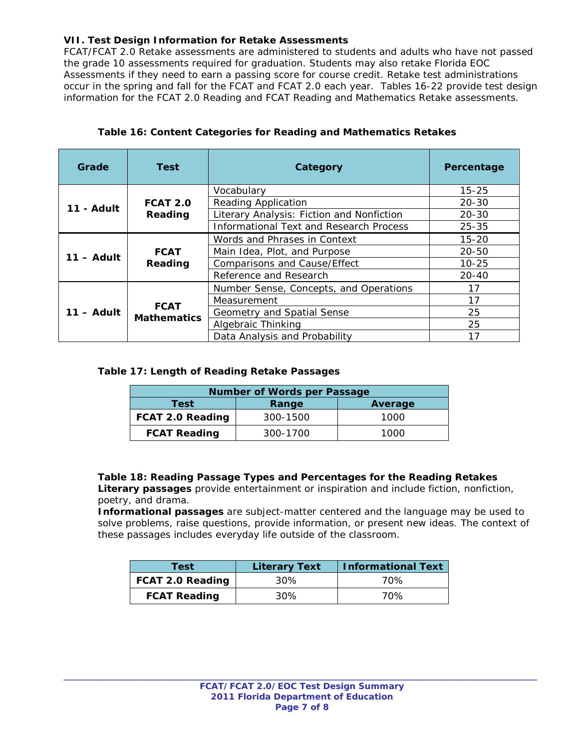## VII. Test Design Information for Retake Assessments

FCAT/FCAT 2.0 Retake assessments are administered to students and adults who have not passed the grade 10 assessments required for graduation. Students may also retake Florida EOC Assessments if they need to earn a passing score for course credit. Retake test administrations occur in the spring and fall for the FCAT and FCAT 2.0 each year. Tables 16-22 provide test design information for the FCAT 2.0 Reading and FCAT Reading and Mathematics Retake assessments.

**Table 16: Content Categories for Reading and Mathematics Retakes**

| Grade | Test | Category | Percentage |
|---|---|---|---|
| 11 - Adult | FCAT 2.0 Reading | Vocabulary | 15-25 |
| | | Reading Application | 20-30 |
| | | Literary Analysis: Fiction and Nonfiction | 20-30 |
| | | Informational Text and Research Process | 25-35 |
| 11 – Adult | FCAT Reading | Words and Phrases in Context | 15-20 |
| | | Main Idea, Plot, and Purpose | 20-50 |
| | | Comparisons and Cause/Effect | 10-25 |
| | | Reference and Research | 20-40 |
| 11 – Adult | FCAT Mathematics | Number Sense, Concepts, and Operations | 17 |
| | | Measurement | 17 |
| | | Geometry and Spatial Sense | 25 |
| | | Algebraic Thinking | 25 |
| | | Data Analysis and Probability | 17 |

**Table 17: Length of Reading Retake Passages**

| Number of Words per Passage | | |
|---|---|---|
| **Test** | **Range** | **Average** |
| **FCAT 2.0 Reading** | 300-1500 | 1000 |
| **FCAT Reading** | 300-1700 | 1000 |

**Table 18: Reading Passage Types and Percentages for the Reading Retakes**

**Literary passages** provide entertainment or inspiration and include fiction, nonfiction, poetry, and drama.

**Informational passages** are subject-matter centered and the language may be used to solve problems, raise questions, provide information, or present new ideas. The context of these passages includes everyday life outside of the classroom.

| Test | Literary Text | Informational Text |
|---|---|---|
| **FCAT 2.0 Reading** | 30% | 70% |
| **FCAT Reading** | 30% | 70% |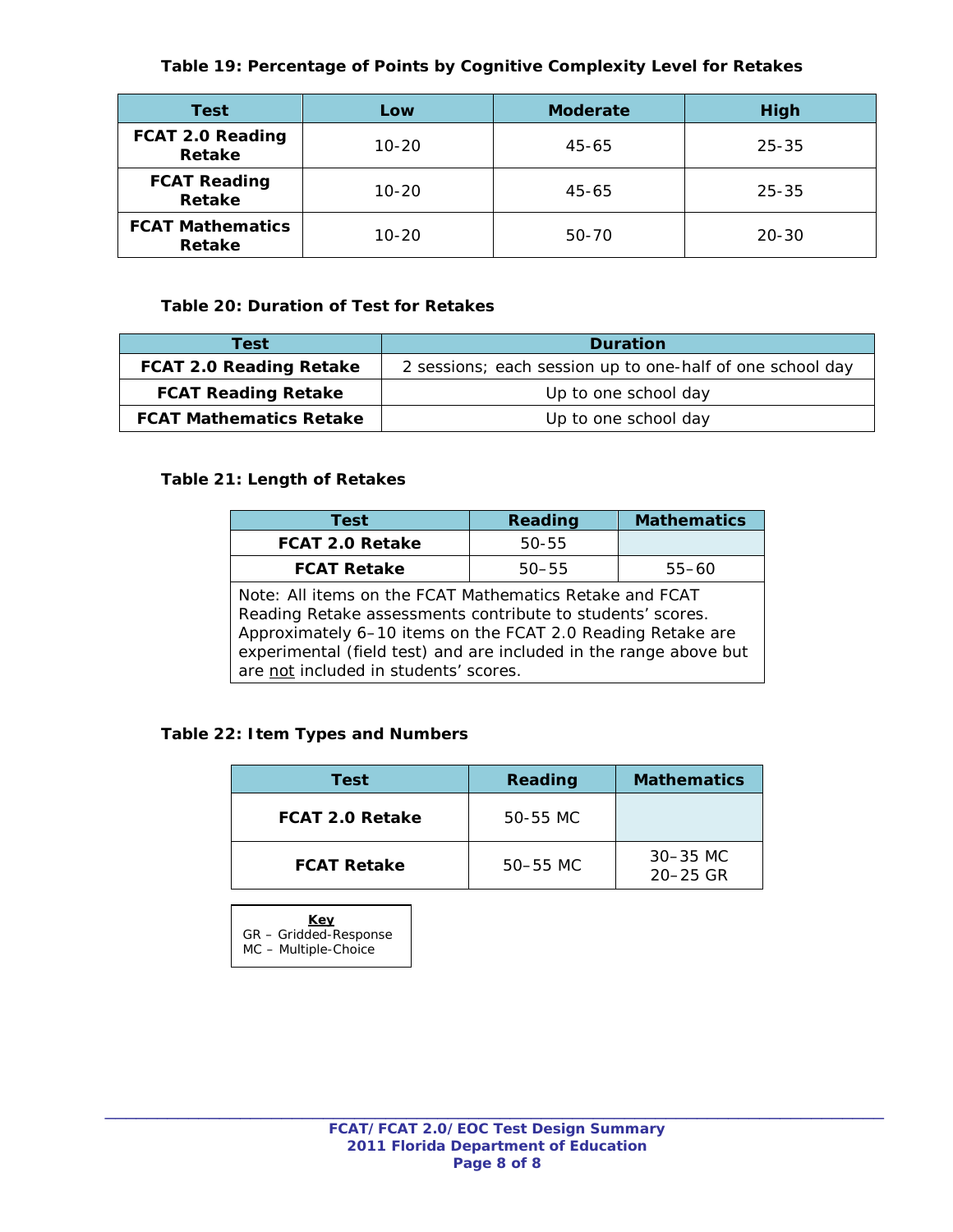**Table 19: Percentage of Points by Cognitive Complexity Level for Retakes**

| Test | Low | Moderate | High |
|---|---|---|---|
| FCAT 2.0 Reading Retake | 10-20 | 45-65 | 25-35 |
| FCAT Reading Retake | 10-20 | 45-65 | 25-35 |
| FCAT Mathematics Retake | 10-20 | 50-70 | 20-30 |

**Table 20: Duration of Test for Retakes**

| Test | Duration |
|---|---|
| FCAT 2.0 Reading Retake | 2 sessions; each session up to one-half of one school day |
| FCAT Reading Retake | Up to one school day |
| FCAT Mathematics Retake | Up to one school day |

**Table 21: Length of Retakes**

| Test | Reading | Mathematics |
|---|---|---|
| FCAT 2.0 Retake | 50-55 | |
| FCAT Retake | 50–55 | 55–60 |

Note: All items on the FCAT Mathematics Retake and FCAT Reading Retake assessments contribute to students' scores. Approximately 6–10 items on the FCAT 2.0 Reading Retake are experimental (field test) and are included in the range above but are not included in students' scores.

**Table 22: Item Types and Numbers**

| Test | Reading | Mathematics |
|---|---|---|
| FCAT 2.0 Retake | 50-55 MC | |
| FCAT Retake | 50–55 MC | 30–35 MC<br>20–25 GR |

**Key**
GR – Gridded-Response
MC – Multiple-Choice